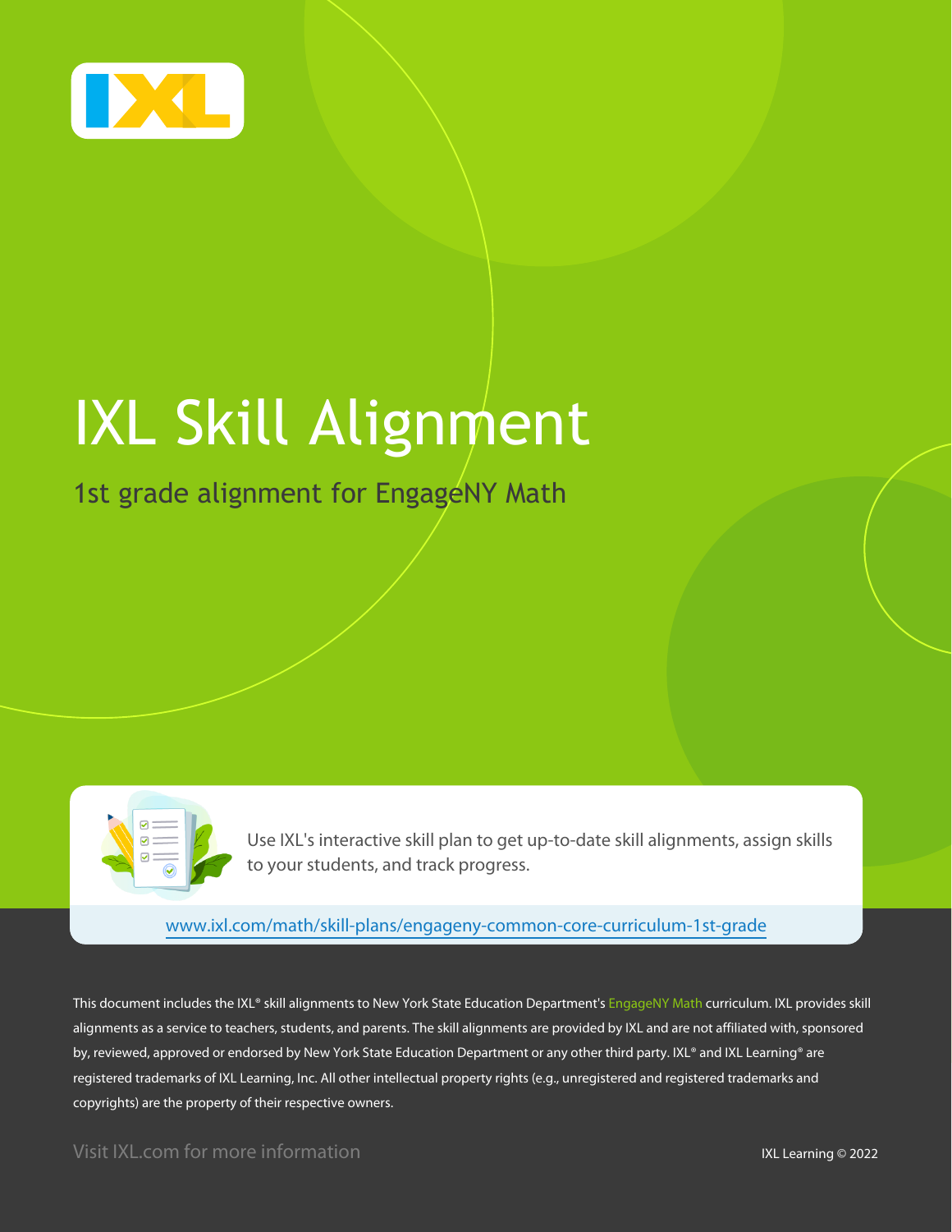# IXL Skill Alignment

## 1st grade alignment for EngageNY Math

Use IXL's interactive skill plan to get up-to-date skill alignments, assign skills to your students, and track progress.

www.ixl.com/math/skill-plans/engageny-common-core-curriculum-1st-grade

This document includes the IXL® skill alignments to New York State Education Department's EngageNY Math curriculum. IXL provides skill alignments as a service to teachers, students, and parents. The skill alignments are provided by IXL and are not affiliated with, sponsored by, reviewed, approved or endorsed by New York State Education Department or any other third party. IXL® and IXL Learning® are registered trademarks of IXL Learning, Inc. All other intellectual property rights (e.g., unregistered and registered trademarks and copyrights) are the property of their respective owners.

Visit IXL.com for more information

IXL Learning © 2022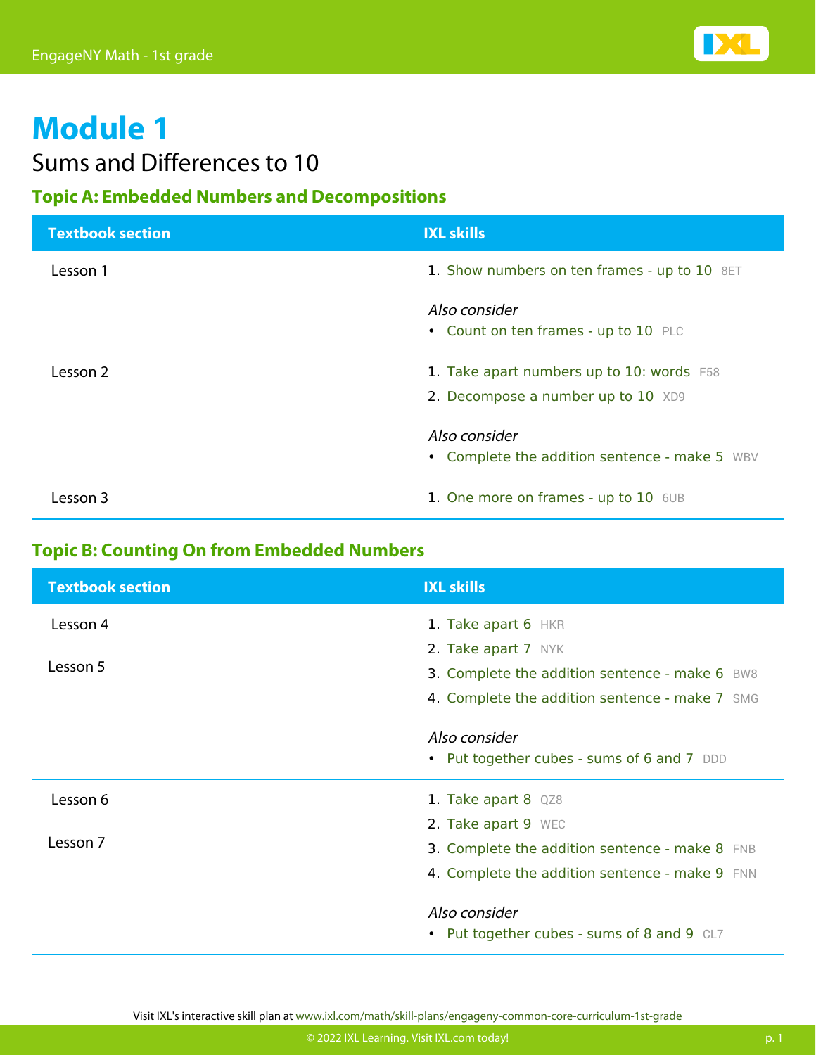# Module 1

Sums and Differences to 10

## Topic A: Embedded Numbers and Decompositions

| Textbook section | IXL skills |
| --- | --- |
| Lesson 1 | 1. Show numbers on ten frames - up to 10 8ET<br><br>*Also consider*<br>• Count on ten frames - up to 10 PLC |
| Lesson 2 | 1. Take apart numbers up to 10: words F58<br>2. Decompose a number up to 10 XD9<br><br>*Also consider*<br>• Complete the addition sentence - make 5 WBV |
| Lesson 3 | 1. One more on frames - up to 10 6UB |

## Topic B: Counting On from Embedded Numbers

| Textbook section | IXL skills |
| --- | --- |
| Lesson 4<br><br>Lesson 5 | 1. Take apart 6 HKR<br>2. Take apart 7 NYK<br>3. Complete the addition sentence - make 6 BW8<br>4. Complete the addition sentence - make 7 SMG<br><br>*Also consider*<br>• Put together cubes - sums of 6 and 7 DDD |
| Lesson 6<br><br>Lesson 7 | 1. Take apart 8 QZ8<br>2. Take apart 9 WEC<br>3. Complete the addition sentence - make 8 FNB<br>4. Complete the addition sentence - make 9 FNN<br><br>*Also consider*<br>• Put together cubes - sums of 8 and 9 CL7 |

Visit IXL's interactive skill plan at www.ixl.com/math/skill-plans/engageny-common-core-curriculum-1st-grade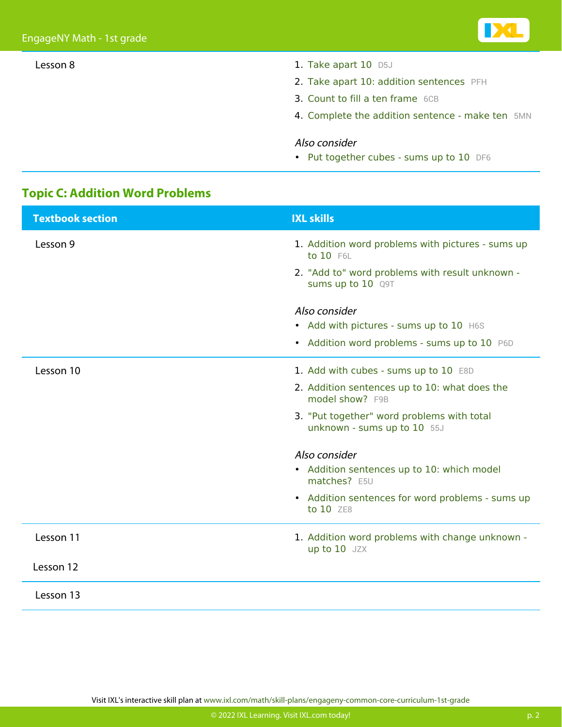| Textbook section | IXL skills |
|---|---|
| Lesson 8 | 1. Take apart 10 D5J<br>2. Take apart 10: addition sentences PFH<br>3. Count to fill a ten frame 6CB<br>4. Complete the addition sentence - make ten 5MN<br><br>*Also consider*<br>• Put together cubes - sums up to 10 DF6 |

## Topic C: Addition Word Problems

| Textbook section | IXL skills |
|---|---|
| Lesson 9 | 1. Addition word problems with pictures - sums up to 10 F6L<br>2. "Add to" word problems with result unknown - sums up to 10 Q9T<br><br>*Also consider*<br>• Add with pictures - sums up to 10 H6S<br>• Addition word problems - sums up to 10 P6D |
| Lesson 10 | 1. Add with cubes - sums up to 10 E8D<br>2. Addition sentences up to 10: what does the model show? F9B<br>3. "Put together" word problems with total unknown - sums up to 10 55J<br><br>*Also consider*<br>• Addition sentences up to 10: which model matches? E5U<br>• Addition sentences for word problems - sums up to 10 ZE8 |
| Lesson 11<br><br>Lesson 12 | 1. Addition word problems with change unknown - up to 10 JZX |
| Lesson 13 | |

Visit IXL's interactive skill plan at www.ixl.com/math/skill-plans/engageny-common-core-curriculum-1st-grade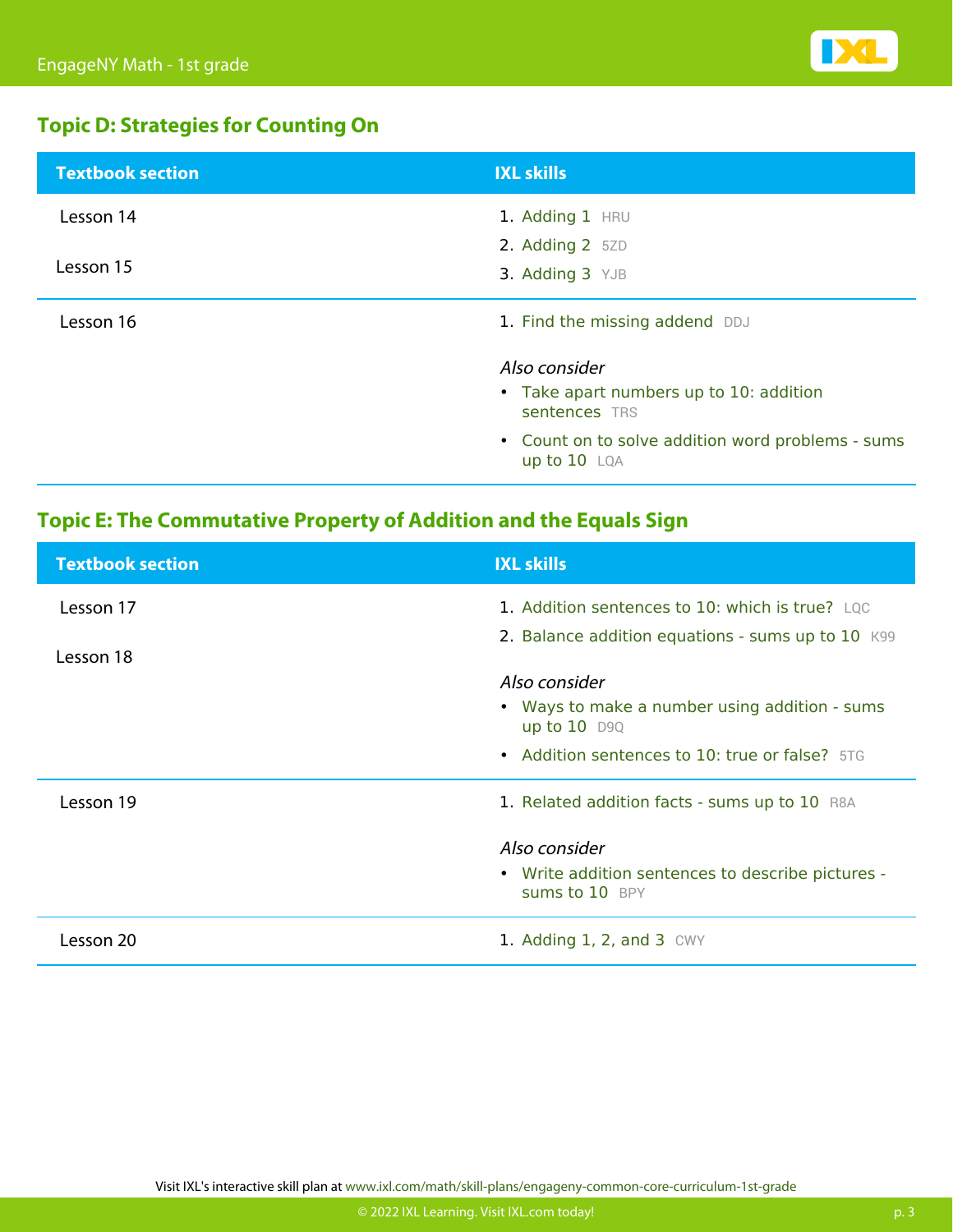## Topic D: Strategies for Counting On

| Textbook section | IXL skills |
|---|---|
| Lesson 14<br>Lesson 15 | 1. Adding 1 HRU<br>2. Adding 2 5ZD<br>3. Adding 3 YJB |
| Lesson 16 | 1. Find the missing addend DDJ<br><br>*Also consider*<br>• Take apart numbers up to 10: addition sentences TRS<br>• Count on to solve addition word problems - sums up to 10 LQA |

## Topic E: The Commutative Property of Addition and the Equals Sign

| Textbook section | IXL skills |
|---|---|
| Lesson 17<br>Lesson 18 | 1. Addition sentences to 10: which is true? LQC<br>2. Balance addition equations - sums up to 10 K99<br><br>*Also consider*<br>• Ways to make a number using addition - sums up to 10 D9Q<br>• Addition sentences to 10: true or false? 5TG |
| Lesson 19 | 1. Related addition facts - sums up to 10 R8A<br><br>*Also consider*<br>• Write addition sentences to describe pictures - sums to 10 BPY |
| Lesson 20 | 1. Adding 1, 2, and 3 CWY |

Visit IXL's interactive skill plan at www.ixl.com/math/skill-plans/engageny-common-core-curriculum-1st-grade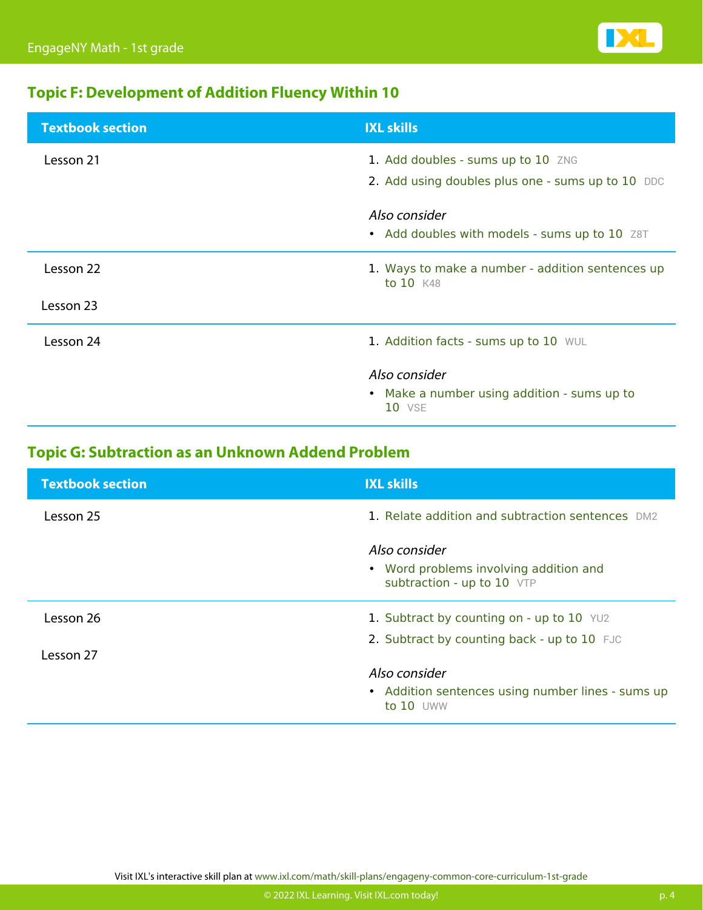## Topic F: Development of Addition Fluency Within 10

| Textbook section | IXL skills |
| --- | --- |
| Lesson 21 | 1. Add doubles - sums up to 10 ZNG<br>2. Add using doubles plus one - sums up to 10 DDC<br><br>*Also consider*<br>• Add doubles with models - sums up to 10 Z8T |
| Lesson 22<br><br>Lesson 23 | 1. Ways to make a number - addition sentences up to 10 K48 |
| Lesson 24 | 1. Addition facts - sums up to 10 WUL<br><br>*Also consider*<br>• Make a number using addition - sums up to 10 VSE |

## Topic G: Subtraction as an Unknown Addend Problem

| Textbook section | IXL skills |
| --- | --- |
| Lesson 25 | 1. Relate addition and subtraction sentences DM2<br><br>*Also consider*<br>• Word problems involving addition and subtraction - up to 10 VTP |
| Lesson 26<br><br>Lesson 27 | 1. Subtract by counting on - up to 10 YU2<br>2. Subtract by counting back - up to 10 FJC<br><br>*Also consider*<br>• Addition sentences using number lines - sums up to 10 UWW |

Visit IXL's interactive skill plan at www.ixl.com/math/skill-plans/engageny-common-core-curriculum-1st-grade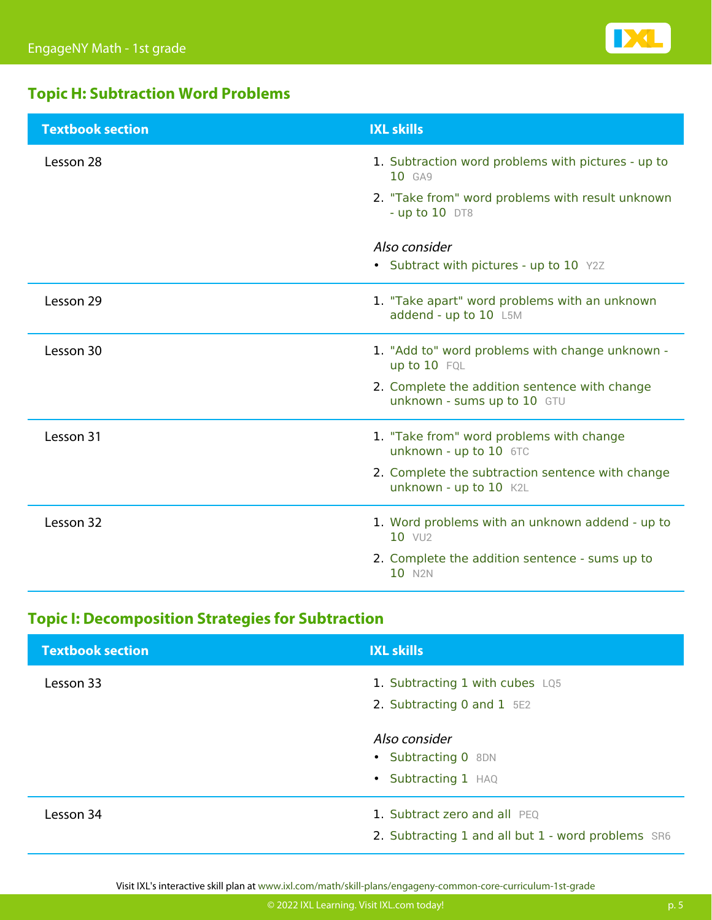## Topic H: Subtraction Word Problems

| Textbook section | IXL skills |
|---|---|
| Lesson 28 | 1. Subtraction word problems with pictures - up to 10 GA9<br>2. "Take from" word problems with result unknown - up to 10 DT8<br><br>*Also consider*<br>• Subtract with pictures - up to 10 Y2Z |
| Lesson 29 | 1. "Take apart" word problems with an unknown addend - up to 10 L5M |
| Lesson 30 | 1. "Add to" word problems with change unknown - up to 10 FQL<br>2. Complete the addition sentence with change unknown - sums up to 10 GTU |
| Lesson 31 | 1. "Take from" word problems with change unknown - up to 10 6TC<br>2. Complete the subtraction sentence with change unknown - up to 10 K2L |
| Lesson 32 | 1. Word problems with an unknown addend - up to 10 VU2<br>2. Complete the addition sentence - sums up to 10 N2N |

## Topic I: Decomposition Strategies for Subtraction

| Textbook section | IXL skills |
|---|---|
| Lesson 33 | 1. Subtracting 1 with cubes LQ5<br>2. Subtracting 0 and 1 5E2<br><br>*Also consider*<br>• Subtracting 0 8DN<br>• Subtracting 1 HAQ |
| Lesson 34 | 1. Subtract zero and all PEQ<br>2. Subtracting 1 and all but 1 - word problems SR6 |

Visit IXL's interactive skill plan at www.ixl.com/math/skill-plans/engageny-common-core-curriculum-1st-grade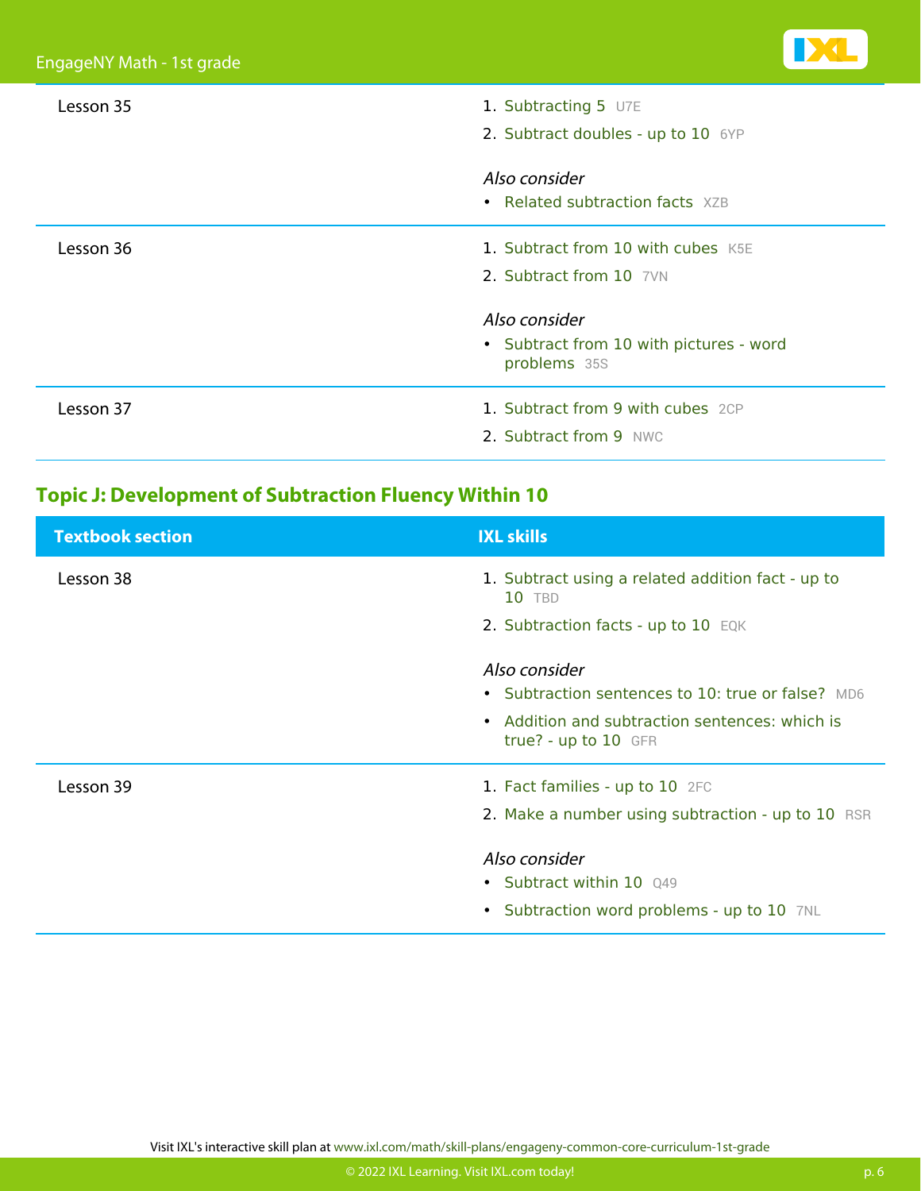| Textbook section | IXL skills |
|---|---|
| Lesson 35 | 1. Subtracting 5 U7E<br>2. Subtract doubles - up to 10 6YP<br><br>*Also consider*<br>• Related subtraction facts XZB |
| Lesson 36 | 1. Subtract from 10 with cubes K5E<br>2. Subtract from 10 7VN<br><br>*Also consider*<br>• Subtract from 10 with pictures - word problems 35S |
| Lesson 37 | 1. Subtract from 9 with cubes 2CP<br>2. Subtract from 9 NWC |

## Topic J: Development of Subtraction Fluency Within 10

| Textbook section | IXL skills |
|---|---|
| Lesson 38 | 1. Subtract using a related addition fact - up to 10 TBD<br>2. Subtraction facts - up to 10 EQK<br><br>*Also consider*<br>• Subtraction sentences to 10: true or false? MD6<br>• Addition and subtraction sentences: which is true? - up to 10 GFR |
| Lesson 39 | 1. Fact families - up to 10 2FC<br>2. Make a number using subtraction - up to 10 RSR<br><br>*Also consider*<br>• Subtract within 10 Q49<br>• Subtraction word problems - up to 10 7NL |

Visit IXL's interactive skill plan at www.ixl.com/math/skill-plans/engageny-common-core-curriculum-1st-grade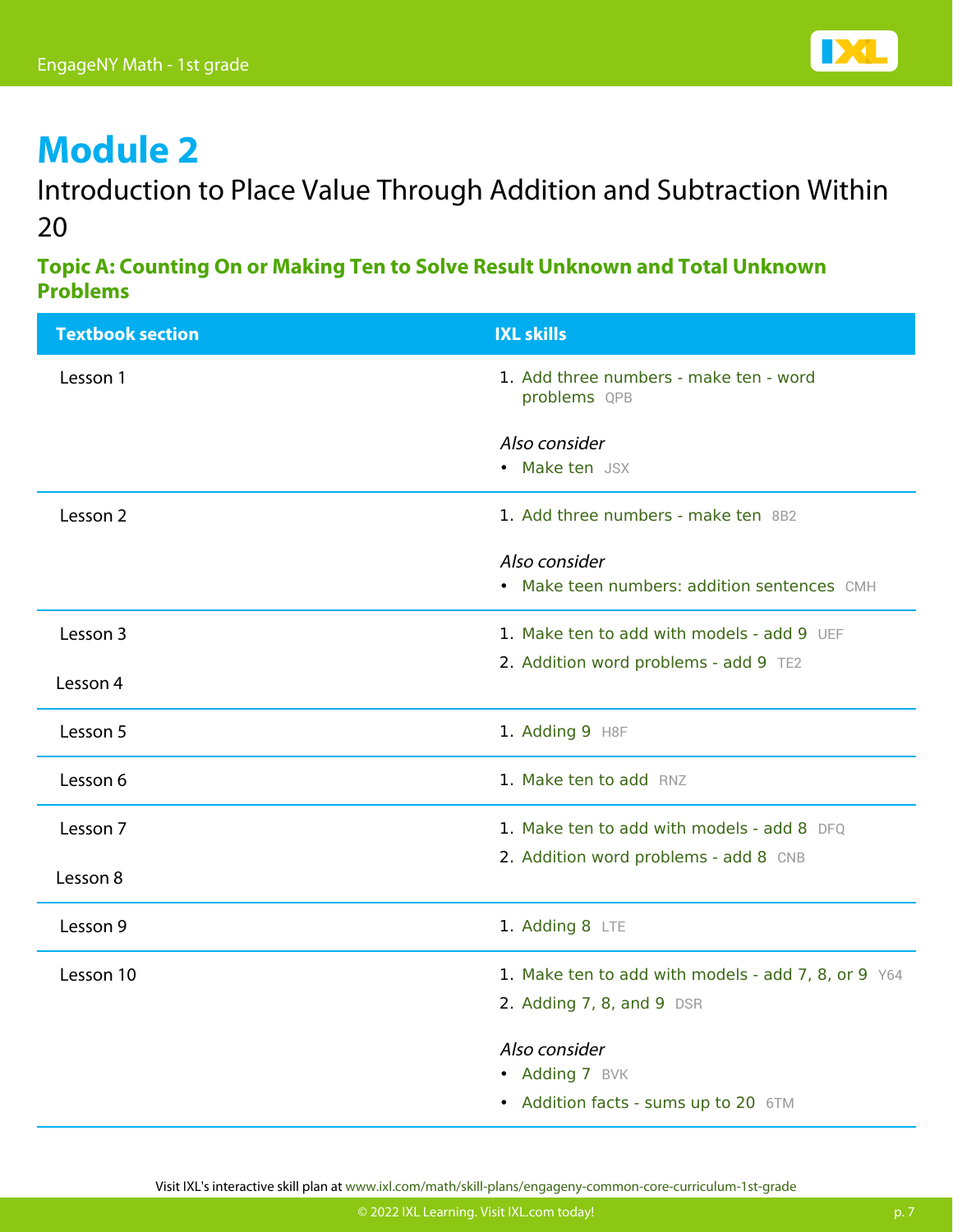# Module 2

Introduction to Place Value Through Addition and Subtraction Within 20

### Topic A: Counting On or Making Ten to Solve Result Unknown and Total Unknown Problems

| Textbook section | IXL skills |
| --- | --- |
| Lesson 1 | 1. Add three numbers - make ten - word problems QPB<br><br>*Also consider*<br>• Make ten JSX |
| Lesson 2 | 1. Add three numbers - make ten 8B2<br><br>*Also consider*<br>• Make teen numbers: addition sentences CMH |
| Lesson 3<br><br>Lesson 4 | 1. Make ten to add with models - add 9 UEF<br>2. Addition word problems - add 9 TE2 |
| Lesson 5 | 1. Adding 9 H8F |
| Lesson 6 | 1. Make ten to add RNZ |
| Lesson 7<br><br>Lesson 8 | 1. Make ten to add with models - add 8 DFQ<br>2. Addition word problems - add 8 CNB |
| Lesson 9 | 1. Adding 8 LTE |
| Lesson 10 | 1. Make ten to add with models - add 7, 8, or 9 Y64<br>2. Adding 7, 8, and 9 DSR<br><br>*Also consider*<br>• Adding 7 BVK<br>• Addition facts - sums up to 20 6TM |

Visit IXL's interactive skill plan at www.ixl.com/math/skill-plans/engageny-common-core-curriculum-1st-grade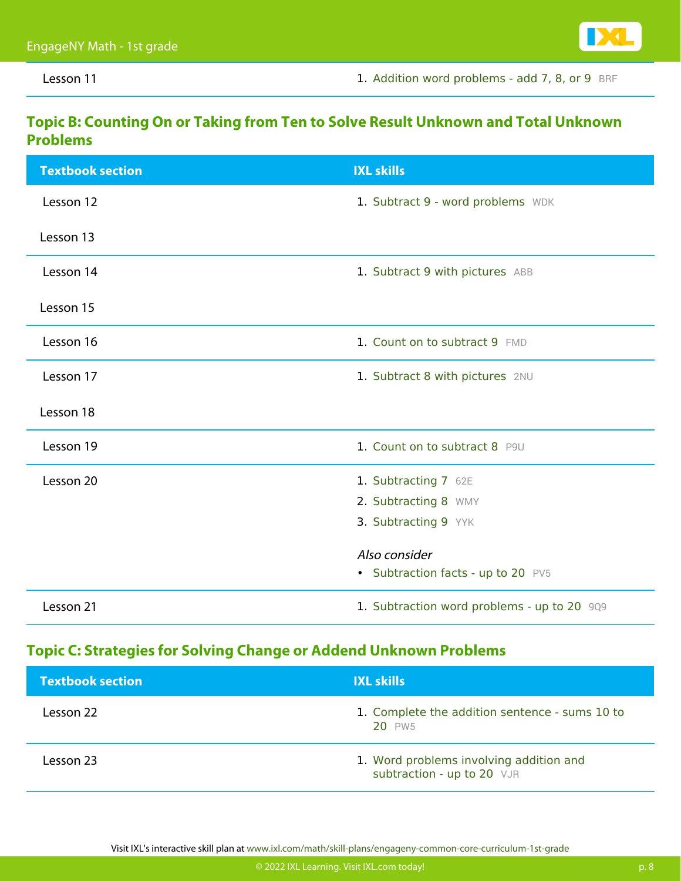| Textbook section | IXL skills |
| --- | --- |
| Lesson 11 | 1. Addition word problems - add 7, 8, or 9 BRF |

## Topic B: Counting On or Taking from Ten to Solve Result Unknown and Total Unknown Problems

| Textbook section | IXL skills |
| --- | --- |
| Lesson 12<br>Lesson 13 | 1. Subtract 9 - word problems WDK |
| Lesson 14<br>Lesson 15 | 1. Subtract 9 with pictures ABB |
| Lesson 16 | 1. Count on to subtract 9 FMD |
| Lesson 17<br>Lesson 18 | 1. Subtract 8 with pictures 2NU |
| Lesson 19 | 1. Count on to subtract 8 P9U |
| Lesson 20 | 1. Subtracting 7 62E<br>2. Subtracting 8 WMY<br>3. Subtracting 9 YYK<br>*Also consider*<br>• Subtraction facts - up to 20 PV5 |
| Lesson 21 | 1. Subtraction word problems - up to 20 9Q9 |

## Topic C: Strategies for Solving Change or Addend Unknown Problems

| Textbook section | IXL skills |
| --- | --- |
| Lesson 22 | 1. Complete the addition sentence - sums 10 to 20 PW5 |
| Lesson 23 | 1. Word problems involving addition and subtraction - up to 20 VJR |

Visit IXL's interactive skill plan at www.ixl.com/math/skill-plans/engageny-common-core-curriculum-1st-grade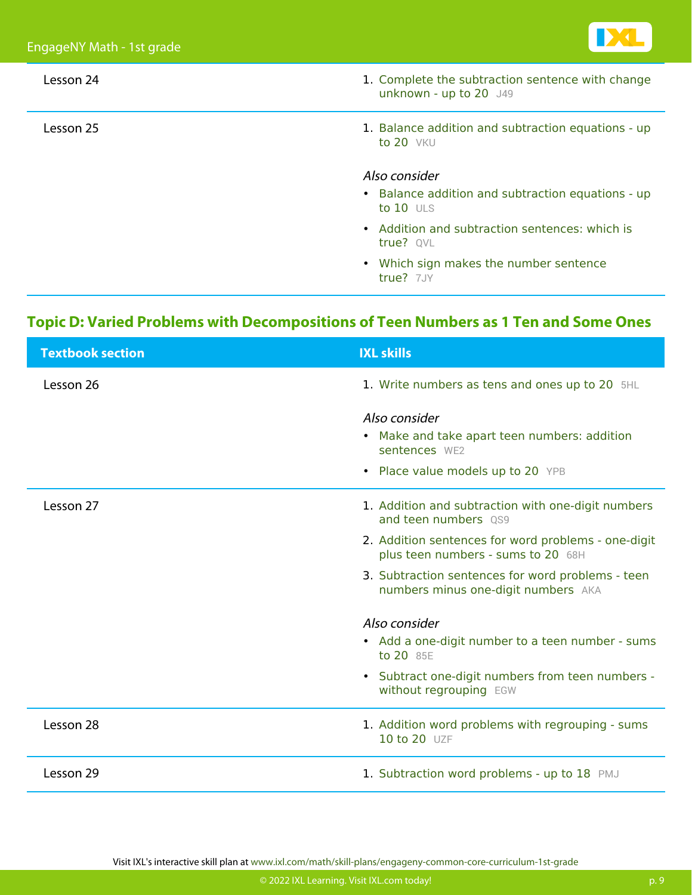| Textbook section | IXL skills |
| --- | --- |
| Lesson 24 | 1. Complete the subtraction sentence with change unknown - up to 20 J49 |
| Lesson 25 | 1. Balance addition and subtraction equations - up to 20 VKU<br><br>*Also consider*<br>• Balance addition and subtraction equations - up to 10 ULS<br>• Addition and subtraction sentences: which is true? QVL<br>• Which sign makes the number sentence true? 7JY |

## Topic D: Varied Problems with Decompositions of Teen Numbers as 1 Ten and Some Ones

| Textbook section | IXL skills |
| --- | --- |
| Lesson 26 | 1. Write numbers as tens and ones up to 20 5HL<br><br>*Also consider*<br>• Make and take apart teen numbers: addition sentences WE2<br>• Place value models up to 20 YPB |
| Lesson 27 | 1. Addition and subtraction with one-digit numbers and teen numbers QS9<br>2. Addition sentences for word problems - one-digit plus teen numbers - sums to 20 68H<br>3. Subtraction sentences for word problems - teen numbers minus one-digit numbers AKA<br><br>*Also consider*<br>• Add a one-digit number to a teen number - sums to 20 85E<br>• Subtract one-digit numbers from teen numbers - without regrouping EGW |
| Lesson 28 | 1. Addition word problems with regrouping - sums 10 to 20 UZF |
| Lesson 29 | 1. Subtraction word problems - up to 18 PMJ |

Visit IXL's interactive skill plan at www.ixl.com/math/skill-plans/engageny-common-core-curriculum-1st-grade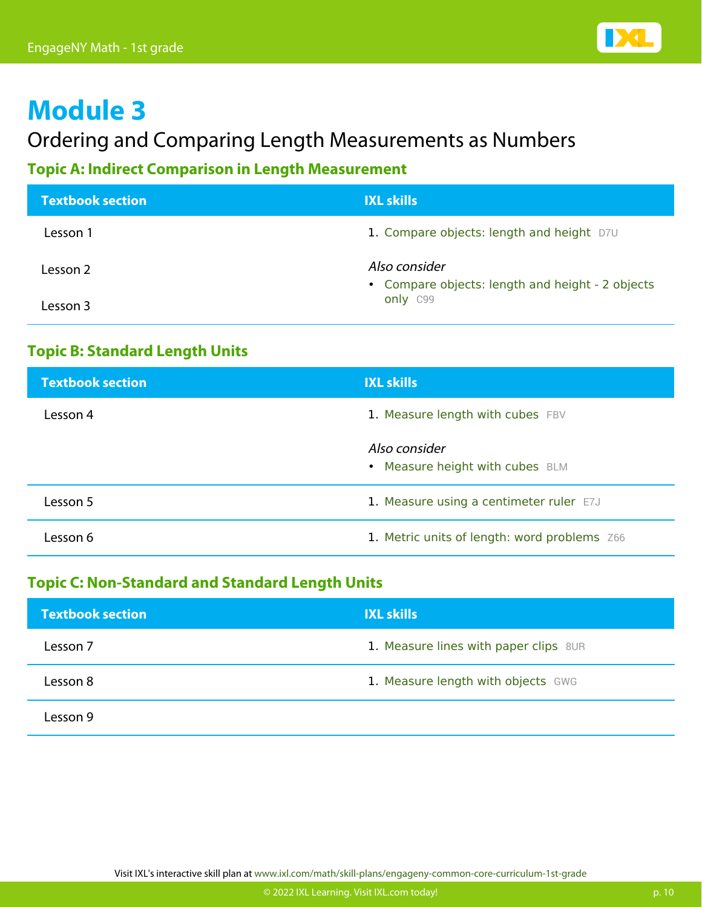# Module 3

## Ordering and Comparing Length Measurements as Numbers

### Topic A: Indirect Comparison in Length Measurement

| Textbook section | IXL skills |
| --- | --- |
| Lesson 1<br>Lesson 2<br>Lesson 3 | 1. Compare objects: length and height D7U<br>*Also consider*<br>• Compare objects: length and height - 2 objects only C99 |

### Topic B: Standard Length Units

| Textbook section | IXL skills |
| --- | --- |
| Lesson 4 | 1. Measure length with cubes FBV<br>*Also consider*<br>• Measure height with cubes BLM |
| Lesson 5 | 1. Measure using a centimeter ruler E7J |
| Lesson 6 | 1. Metric units of length: word problems Z66 |

### Topic C: Non-Standard and Standard Length Units

| Textbook section | IXL skills |
| --- | --- |
| Lesson 7 | 1. Measure lines with paper clips 8UR |
| Lesson 8 | 1. Measure length with objects GWG |
| Lesson 9 | |

Visit IXL's interactive skill plan at www.ixl.com/math/skill-plans/engageny-common-core-curriculum-1st-grade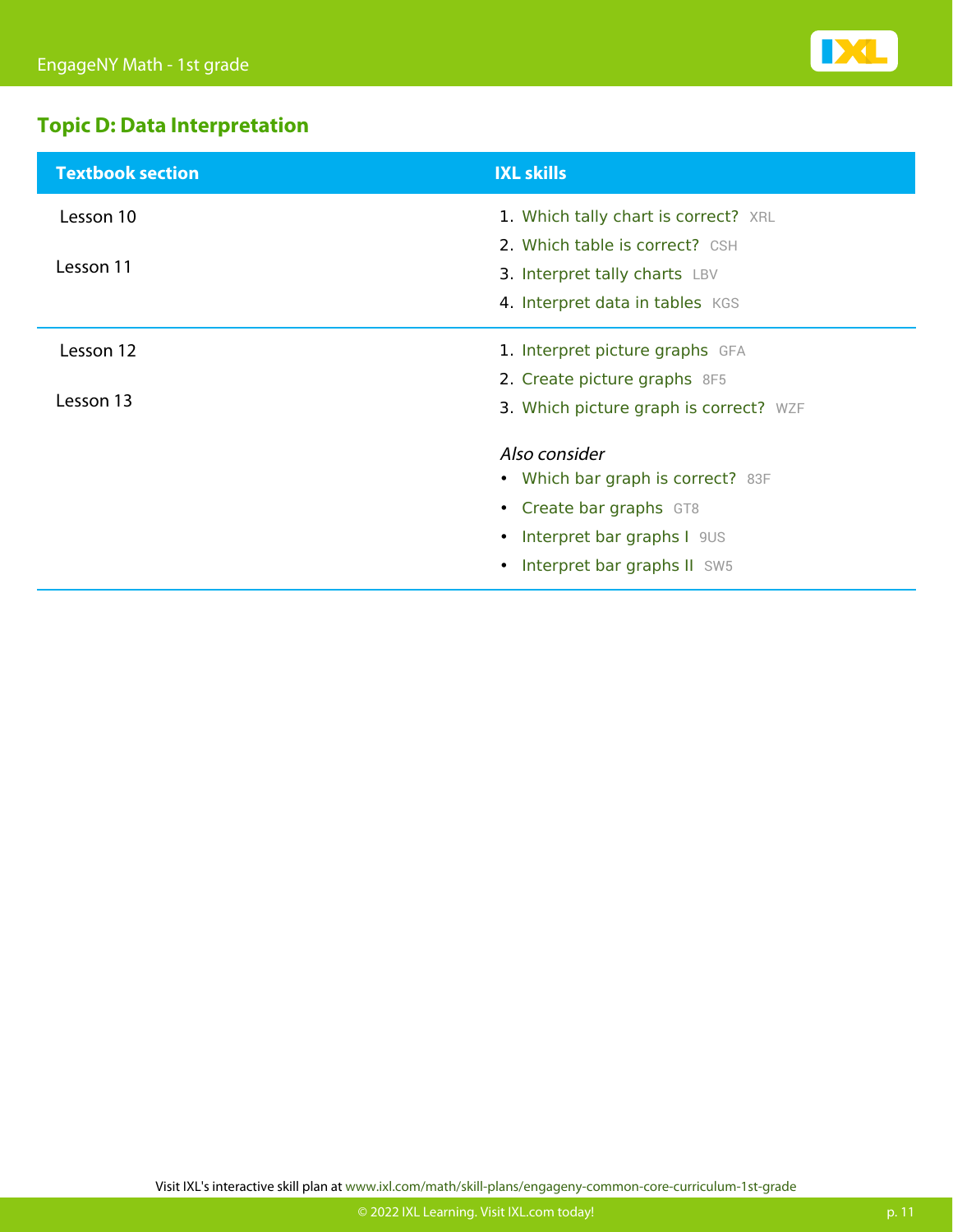## Topic D: Data Interpretation

| Textbook section | IXL skills |
| --- | --- |
| Lesson 10<br><br>Lesson 11 | 1. Which tally chart is correct? XRL<br>2. Which table is correct? CSH<br>3. Interpret tally charts LBV<br>4. Interpret data in tables KGS |
| Lesson 12<br><br>Lesson 13 | 1. Interpret picture graphs GFA<br>2. Create picture graphs 8F5<br>3. Which picture graph is correct? WZF<br><br>*Also consider*<br>• Which bar graph is correct? 83F<br>• Create bar graphs GT8<br>• Interpret bar graphs I 9US<br>• Interpret bar graphs II SW5 |

Visit IXL's interactive skill plan at www.ixl.com/math/skill-plans/engageny-common-core-curriculum-1st-grade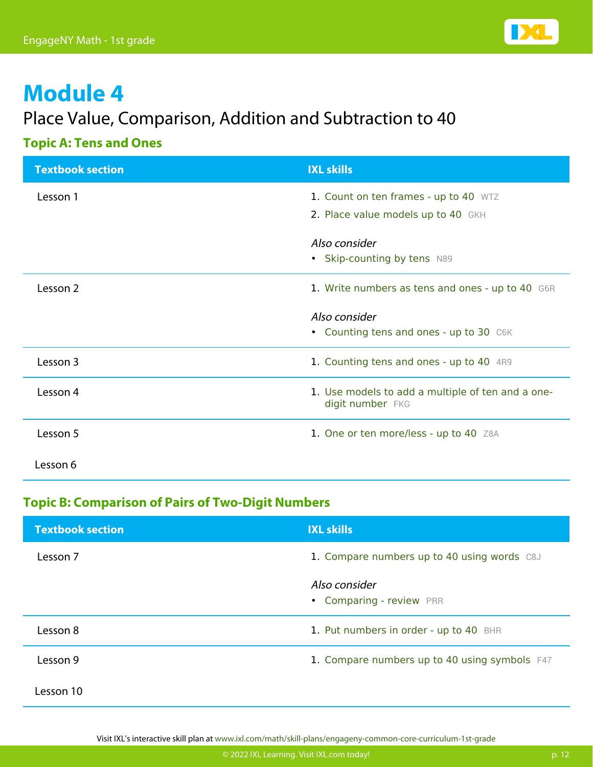# Module 4

## Place Value, Comparison, Addition and Subtraction to 40

### Topic A: Tens and Ones

| Textbook section | IXL skills |
|---|---|
| Lesson 1 | 1. Count on ten frames - up to 40 WTZ<br>2. Place value models up to 40 GKH<br><br>*Also consider*<br>• Skip-counting by tens N89 |
| Lesson 2 | 1. Write numbers as tens and ones - up to 40 G6R<br><br>*Also consider*<br>• Counting tens and ones - up to 30 C6K |
| Lesson 3 | 1. Counting tens and ones - up to 40 4R9 |
| Lesson 4 | 1. Use models to add a multiple of ten and a one-digit number FKG |
| Lesson 5 | 1. One or ten more/less - up to 40 Z8A |
| Lesson 6 | |

### Topic B: Comparison of Pairs of Two-Digit Numbers

| Textbook section | IXL skills |
|---|---|
| Lesson 7 | 1. Compare numbers up to 40 using words C8J<br><br>*Also consider*<br>• Comparing - review PRR |
| Lesson 8 | 1. Put numbers in order - up to 40 BHR |
| Lesson 9 | 1. Compare numbers up to 40 using symbols F47 |
| Lesson 10 | |

Visit IXL's interactive skill plan at www.ixl.com/math/skill-plans/engageny-common-core-curriculum-1st-grade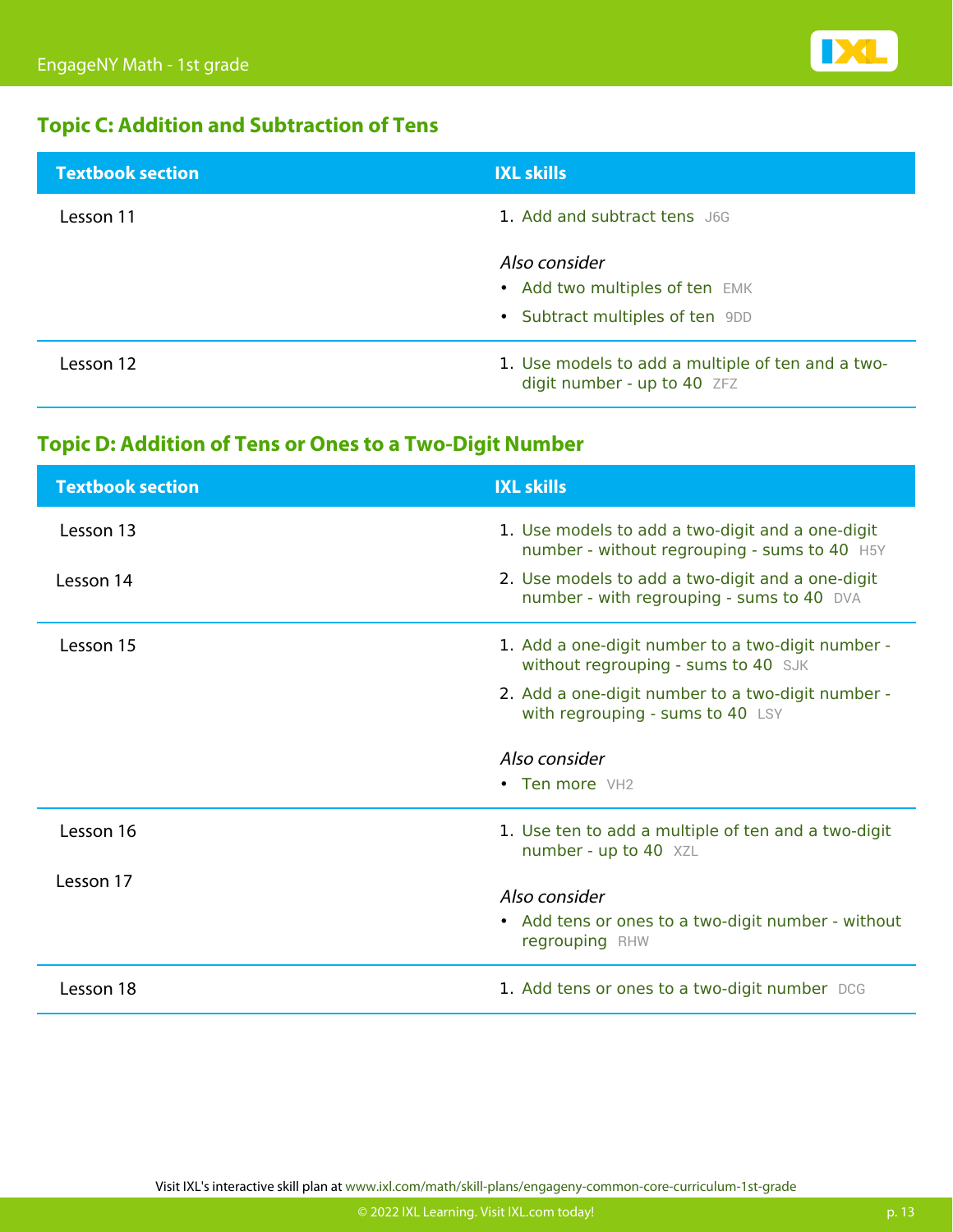## Topic C: Addition and Subtraction of Tens

| Textbook section | IXL skills |
| --- | --- |
| Lesson 11 | 1. Add and subtract tens J6G<br>*Also consider*<br>• Add two multiples of ten EMK<br>• Subtract multiples of ten 9DD |
| Lesson 12 | 1. Use models to add a multiple of ten and a two-digit number - up to 40 ZFZ |

## Topic D: Addition of Tens or Ones to a Two-Digit Number

| Textbook section | IXL skills |
| --- | --- |
| Lesson 13<br>Lesson 14 | 1. Use models to add a two-digit and a one-digit number - without regrouping - sums to 40 H5Y<br>2. Use models to add a two-digit and a one-digit number - with regrouping - sums to 40 DVA |
| Lesson 15 | 1. Add a one-digit number to a two-digit number - without regrouping - sums to 40 SJK<br>2. Add a one-digit number to a two-digit number - with regrouping - sums to 40 LSY<br>*Also consider*<br>• Ten more VH2 |
| Lesson 16<br>Lesson 17 | 1. Use ten to add a multiple of ten and a two-digit number - up to 40 XZL<br>*Also consider*<br>• Add tens or ones to a two-digit number - without regrouping RHW |
| Lesson 18 | 1. Add tens or ones to a two-digit number DCG |

Visit IXL's interactive skill plan at www.ixl.com/math/skill-plans/engageny-common-core-curriculum-1st-grade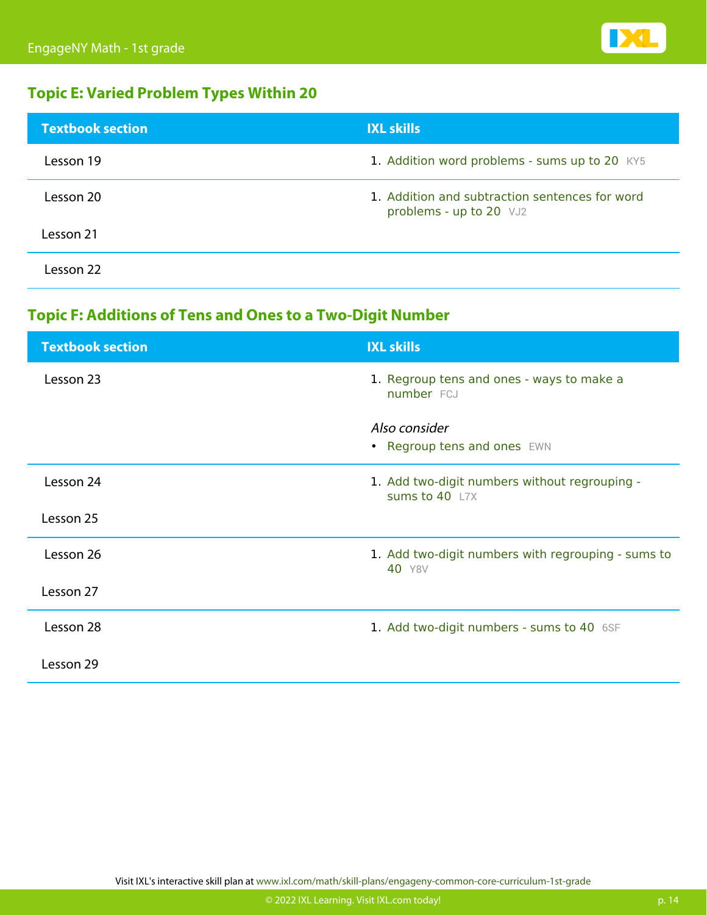## Topic E: Varied Problem Types Within 20

| Textbook section | IXL skills |
|---|---|
| Lesson 19 | 1. Addition word problems - sums up to 20 KY5 |
| Lesson 20<br>Lesson 21 | 1. Addition and subtraction sentences for word problems - up to 20 VJ2 |
| Lesson 22 | |

## Topic F: Additions of Tens and Ones to a Two-Digit Number

| Textbook section | IXL skills |
|---|---|
| Lesson 23 | 1. Regroup tens and ones - ways to make a number FCJ<br><br>*Also consider*<br>• Regroup tens and ones EWN |
| Lesson 24<br>Lesson 25 | 1. Add two-digit numbers without regrouping - sums to 40 L7X |
| Lesson 26<br>Lesson 27 | 1. Add two-digit numbers with regrouping - sums to 40 Y8V |
| Lesson 28<br>Lesson 29 | 1. Add two-digit numbers - sums to 40 6SF |

Visit IXL's interactive skill plan at www.ixl.com/math/skill-plans/engageny-common-core-curriculum-1st-grade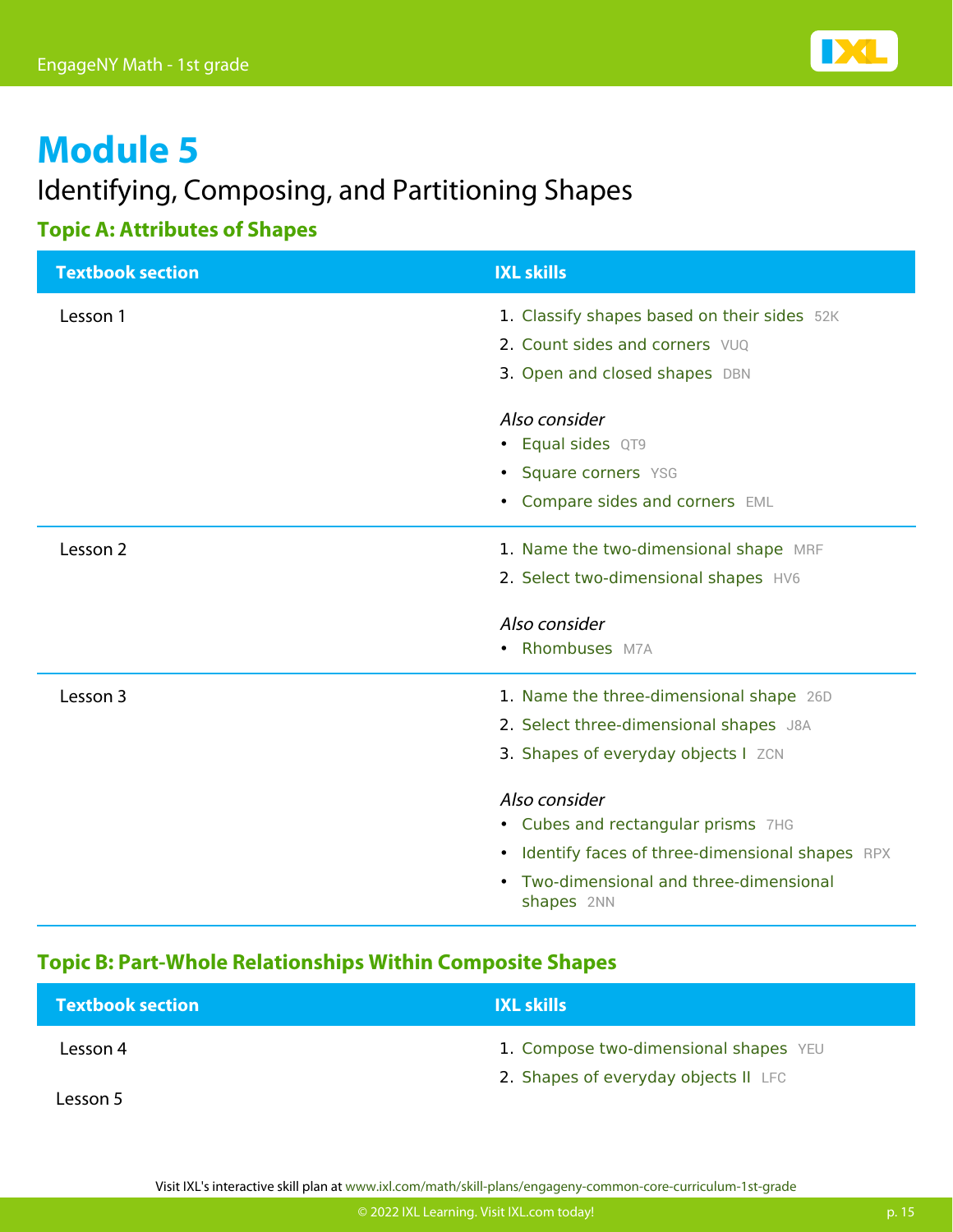# Module 5

## Identifying, Composing, and Partitioning Shapes

### Topic A: Attributes of Shapes

| Textbook section | IXL skills |
| --- | --- |
| Lesson 1 | 1. Classify shapes based on their sides 52K<br>2. Count sides and corners VUQ<br>3. Open and closed shapes DBN<br><br>*Also consider*<br>• Equal sides QT9<br>• Square corners YSG<br>• Compare sides and corners EML |
| Lesson 2 | 1. Name the two-dimensional shape MRF<br>2. Select two-dimensional shapes HV6<br><br>*Also consider*<br>• Rhombuses M7A |
| Lesson 3 | 1. Name the three-dimensional shape 26D<br>2. Select three-dimensional shapes J8A<br>3. Shapes of everyday objects I ZCN<br><br>*Also consider*<br>• Cubes and rectangular prisms 7HG<br>• Identify faces of three-dimensional shapes RPX<br>• Two-dimensional and three-dimensional shapes 2NN |

### Topic B: Part-Whole Relationships Within Composite Shapes

| Textbook section | IXL skills |
| --- | --- |
| Lesson 4<br><br>Lesson 5 | 1. Compose two-dimensional shapes YEU<br>2. Shapes of everyday objects II LFC |

Visit IXL's interactive skill plan at www.ixl.com/math/skill-plans/engageny-common-core-curriculum-1st-grade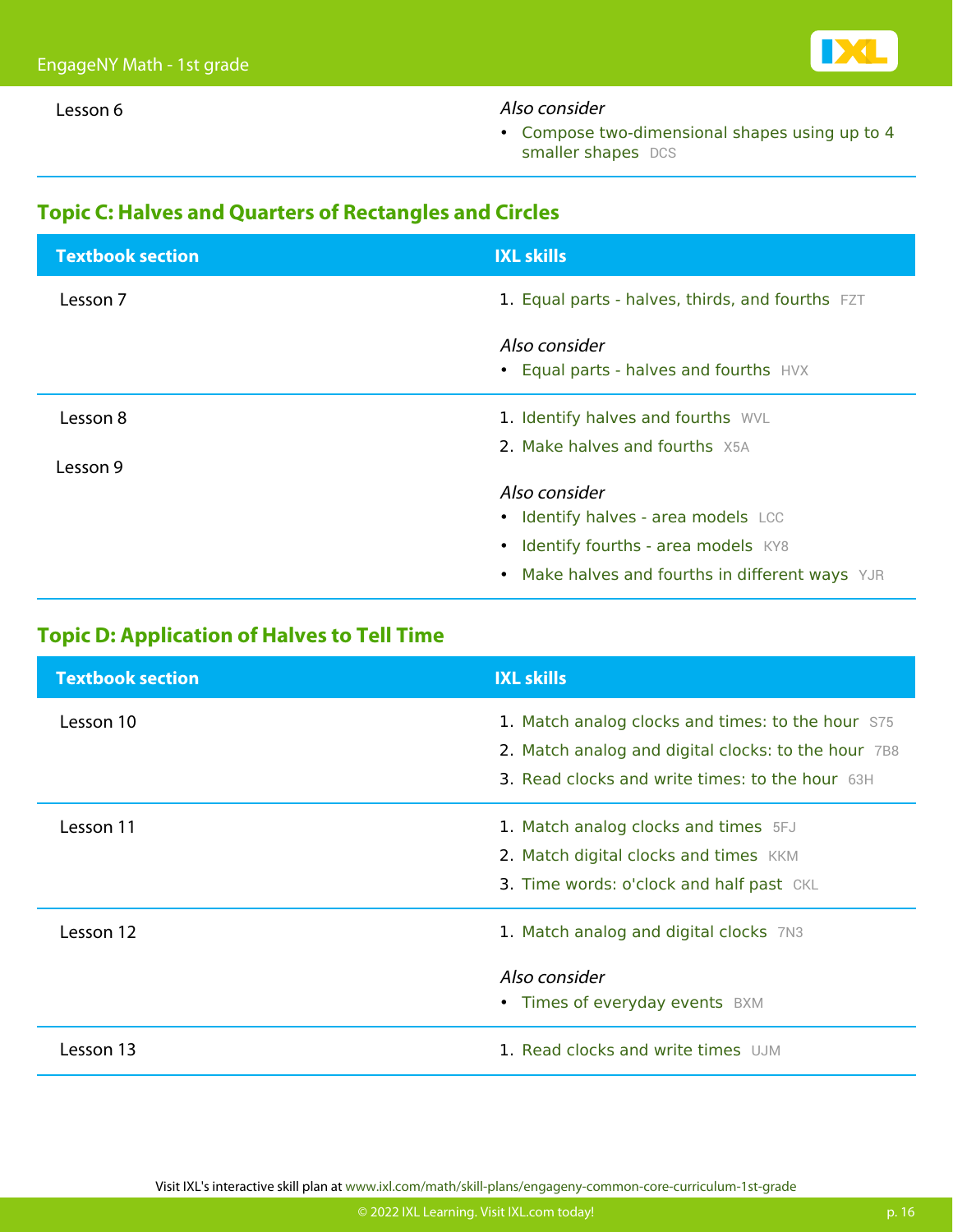| Textbook section | IXL skills |
|---|---|
| Lesson 6 | *Also consider*<br>• Compose two-dimensional shapes using up to 4 smaller shapes DCS |

## Topic C: Halves and Quarters of Rectangles and Circles

| Textbook section | IXL skills |
|---|---|
| Lesson 7 | 1. Equal parts - halves, thirds, and fourths FZT<br>*Also consider*<br>• Equal parts - halves and fourths HVX |
| Lesson 8<br>Lesson 9 | 1. Identify halves and fourths WVL<br>2. Make halves and fourths X5A<br>*Also consider*<br>• Identify halves - area models LCC<br>• Identify fourths - area models KY8<br>• Make halves and fourths in different ways YJR |

## Topic D: Application of Halves to Tell Time

| Textbook section | IXL skills |
|---|---|
| Lesson 10 | 1. Match analog clocks and times: to the hour S75<br>2. Match analog and digital clocks: to the hour 7B8<br>3. Read clocks and write times: to the hour 63H |
| Lesson 11 | 1. Match analog clocks and times 5FJ<br>2. Match digital clocks and times KKM<br>3. Time words: o'clock and half past CKL |
| Lesson 12 | 1. Match analog and digital clocks 7N3<br>*Also consider*<br>• Times of everyday events BXM |
| Lesson 13 | 1. Read clocks and write times UJM |

Visit IXL's interactive skill plan at www.ixl.com/math/skill-plans/engageny-common-core-curriculum-1st-grade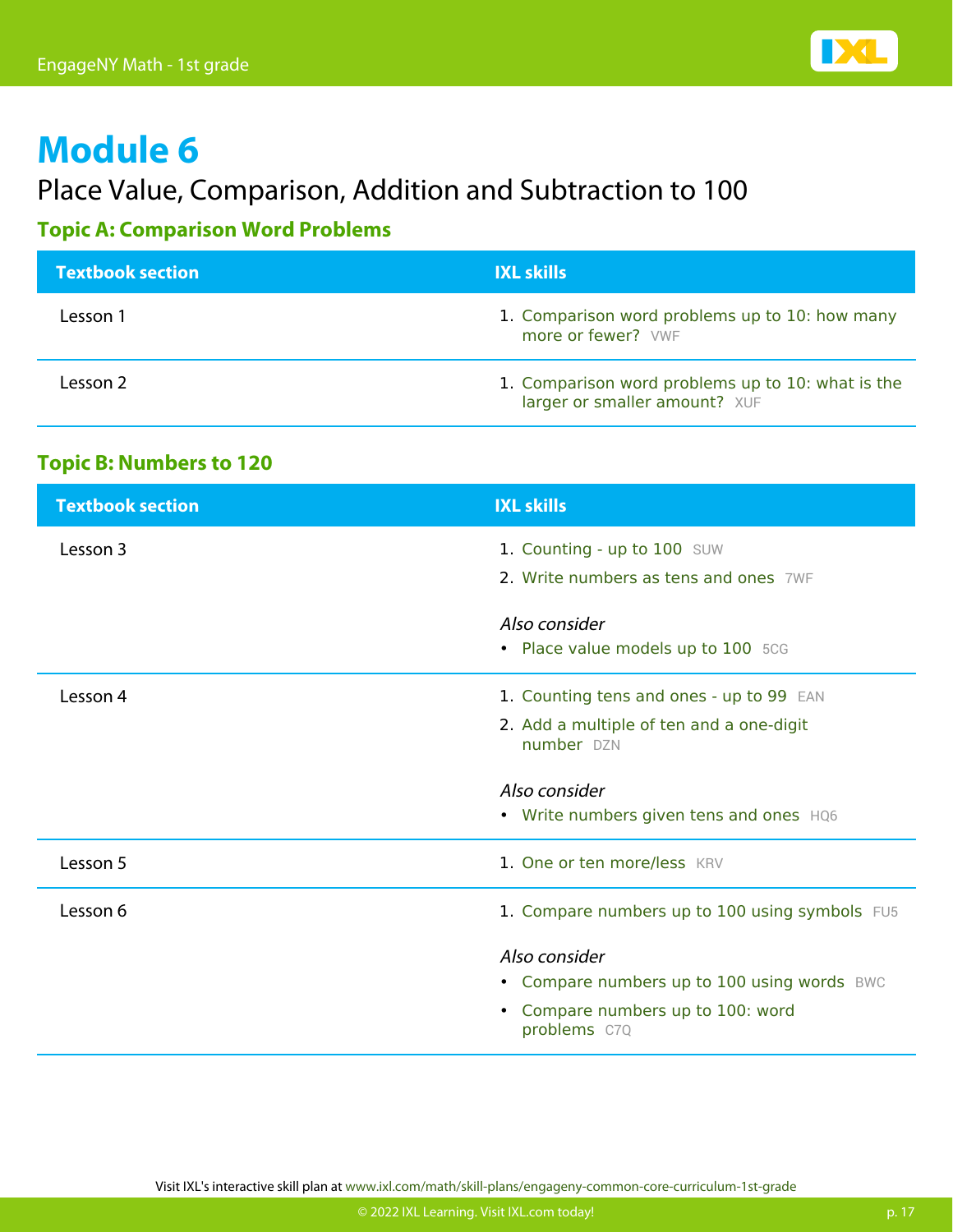# Module 6

## Place Value, Comparison, Addition and Subtraction to 100

### Topic A: Comparison Word Problems

| Textbook section | IXL skills |
|---|---|
| Lesson 1 | 1. Comparison word problems up to 10: how many more or fewer? VWF |
| Lesson 2 | 1. Comparison word problems up to 10: what is the larger or smaller amount? XUF |

### Topic B: Numbers to 120

| Textbook section | IXL skills |
|---|---|
| Lesson 3 | 1. Counting - up to 100 SUW<br>2. Write numbers as tens and ones 7WF<br>*Also consider*<br>• Place value models up to 100 5CG |
| Lesson 4 | 1. Counting tens and ones - up to 99 EAN<br>2. Add a multiple of ten and a one-digit number DZN<br>*Also consider*<br>• Write numbers given tens and ones HQ6 |
| Lesson 5 | 1. One or ten more/less KRV |
| Lesson 6 | 1. Compare numbers up to 100 using symbols FU5<br>*Also consider*<br>• Compare numbers up to 100 using words BWC<br>• Compare numbers up to 100: word problems C7Q |

Visit IXL's interactive skill plan at www.ixl.com/math/skill-plans/engageny-common-core-curriculum-1st-grade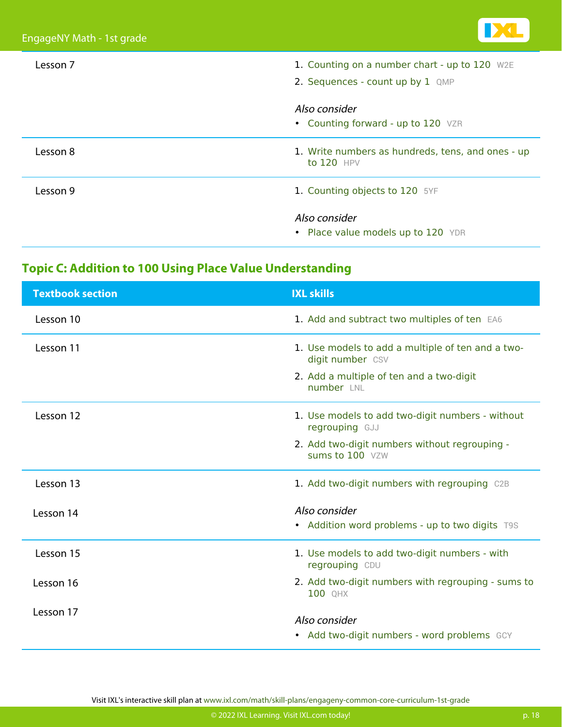| Textbook section | IXL skills |
| --- | --- |
| Lesson 7 | 1. Counting on a number chart - up to 120 W2E<br>2. Sequences - count up by 1 QMP<br><br>*Also consider*<br>• Counting forward - up to 120 VZR |
| Lesson 8 | 1. Write numbers as hundreds, tens, and ones - up to 120 HPV |
| Lesson 9 | 1. Counting objects to 120 5YF<br><br>*Also consider*<br>• Place value models up to 120 YDR |

## Topic C: Addition to 100 Using Place Value Understanding

| Textbook section | IXL skills |
| --- | --- |
| Lesson 10 | 1. Add and subtract two multiples of ten EA6 |
| Lesson 11 | 1. Use models to add a multiple of ten and a two-digit number CSV<br>2. Add a multiple of ten and a two-digit number LNL |
| Lesson 12 | 1. Use models to add two-digit numbers - without regrouping GJJ<br>2. Add two-digit numbers without regrouping - sums to 100 VZW |
| Lesson 13<br><br>Lesson 14 | 1. Add two-digit numbers with regrouping C2B<br><br>*Also consider*<br>• Addition word problems - up to two digits T9S |
| Lesson 15<br><br>Lesson 16<br><br>Lesson 17 | 1. Use models to add two-digit numbers - with regrouping CDU<br>2. Add two-digit numbers with regrouping - sums to 100 QHX<br><br>*Also consider*<br>• Add two-digit numbers - word problems GCY |

Visit IXL's interactive skill plan at www.ixl.com/math/skill-plans/engageny-common-core-curriculum-1st-grade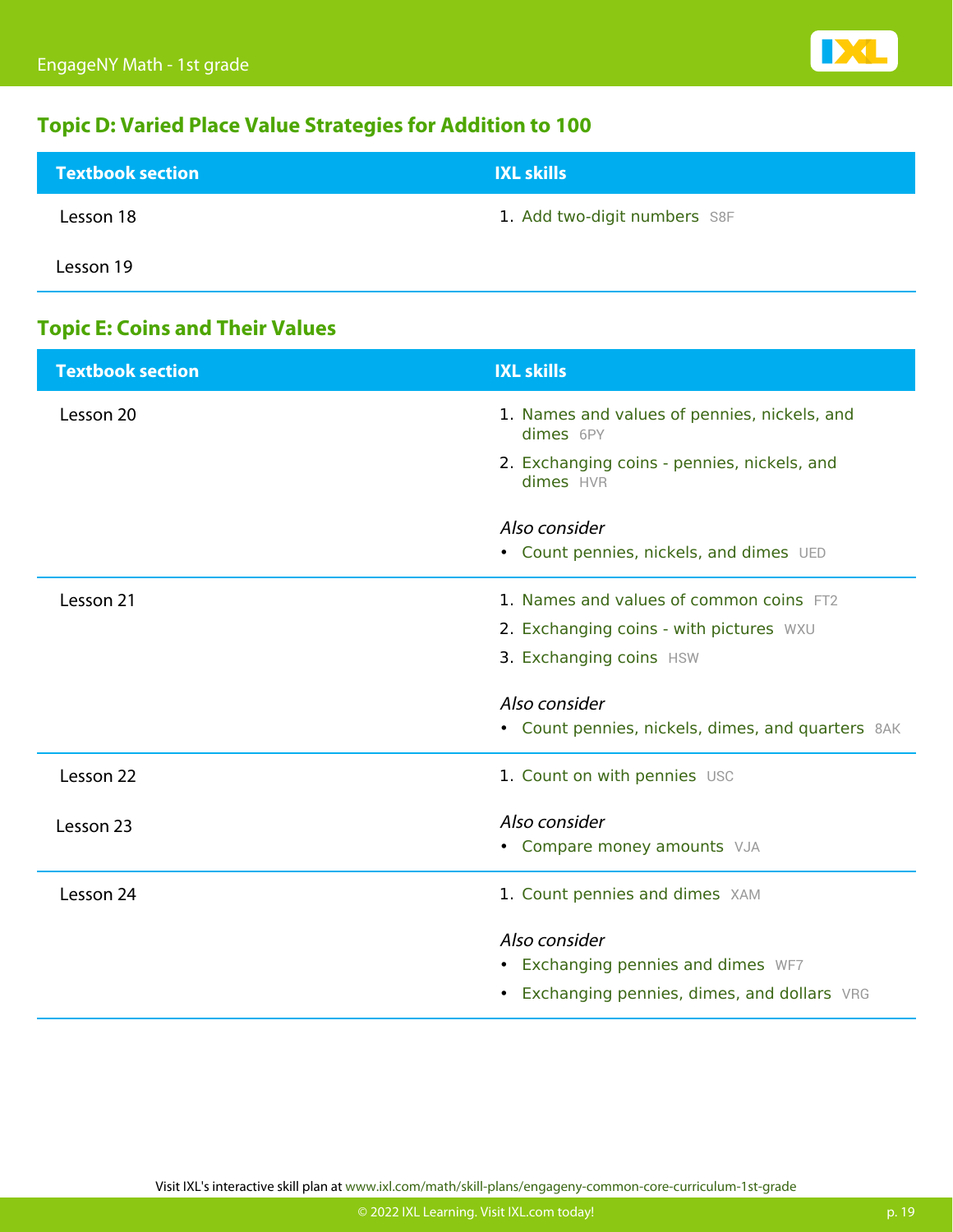## Topic D: Varied Place Value Strategies for Addition to 100

| Textbook section | IXL skills |
| --- | --- |
| Lesson 18<br>Lesson 19 | 1. Add two-digit numbers S8F |

## Topic E: Coins and Their Values

| Textbook section | IXL skills |
| --- | --- |
| Lesson 20 | 1. Names and values of pennies, nickels, and dimes 6PY<br>2. Exchanging coins - pennies, nickels, and dimes HVR<br><br>*Also consider*<br>• Count pennies, nickels, and dimes UED |
| Lesson 21 | 1. Names and values of common coins FT2<br>2. Exchanging coins - with pictures WXU<br>3. Exchanging coins HSW<br><br>*Also consider*<br>• Count pennies, nickels, dimes, and quarters 8AK |
| Lesson 22<br>Lesson 23 | 1. Count on with pennies USC<br><br>*Also consider*<br>• Compare money amounts VJA |
| Lesson 24 | 1. Count pennies and dimes XAM<br><br>*Also consider*<br>• Exchanging pennies and dimes WF7<br>• Exchanging pennies, dimes, and dollars VRG |

Visit IXL's interactive skill plan at www.ixl.com/math/skill-plans/engageny-common-core-curriculum-1st-grade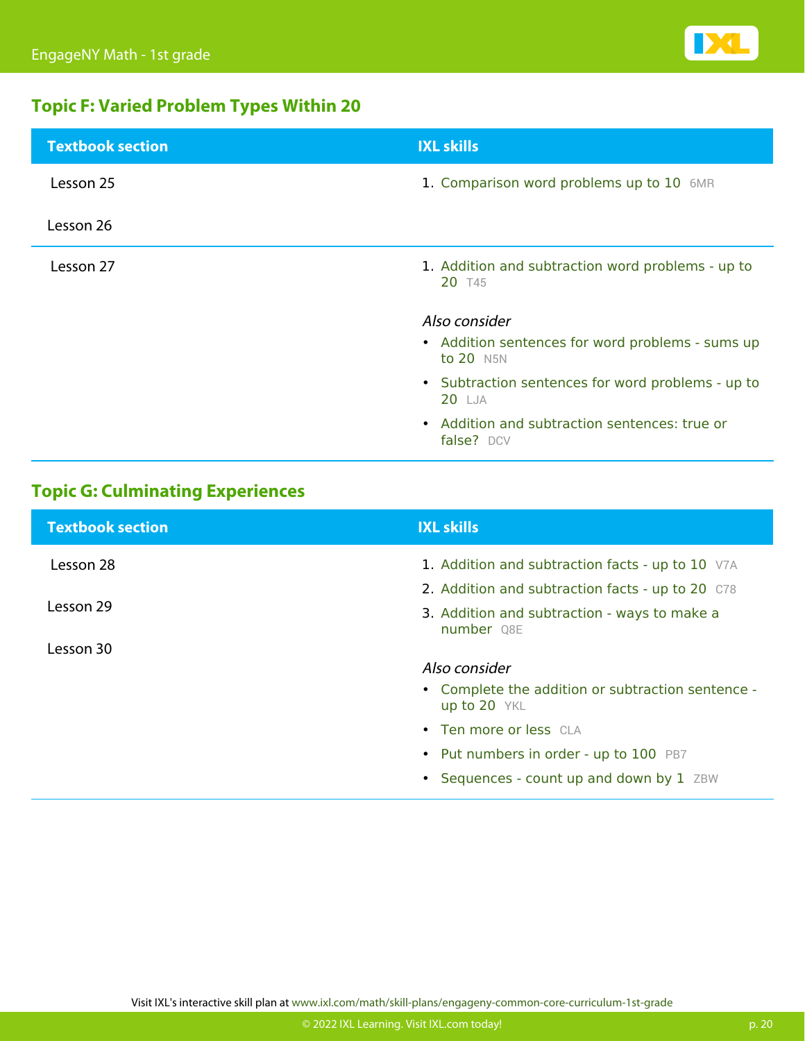## Topic F: Varied Problem Types Within 20

| Textbook section | IXL skills |
|---|---|
| Lesson 25<br><br>Lesson 26 | 1. Comparison word problems up to 10 6MR |
| Lesson 27 | 1. Addition and subtraction word problems - up to 20 T45<br><br>*Also consider*<br>• Addition sentences for word problems - sums up to 20 N5N<br>• Subtraction sentences for word problems - up to 20 LJA<br>• Addition and subtraction sentences: true or false? DCV |

## Topic G: Culminating Experiences

| Textbook section | IXL skills |
|---|---|
| Lesson 28<br><br>Lesson 29<br><br>Lesson 30 | 1. Addition and subtraction facts - up to 10 V7A<br>2. Addition and subtraction facts - up to 20 C78<br>3. Addition and subtraction - ways to make a number Q8E<br><br>*Also consider*<br>• Complete the addition or subtraction sentence - up to 20 YKL<br>• Ten more or less CLA<br>• Put numbers in order - up to 100 PB7<br>• Sequences - count up and down by 1 ZBW |

Visit IXL's interactive skill plan at www.ixl.com/math/skill-plans/engageny-common-core-curriculum-1st-grade